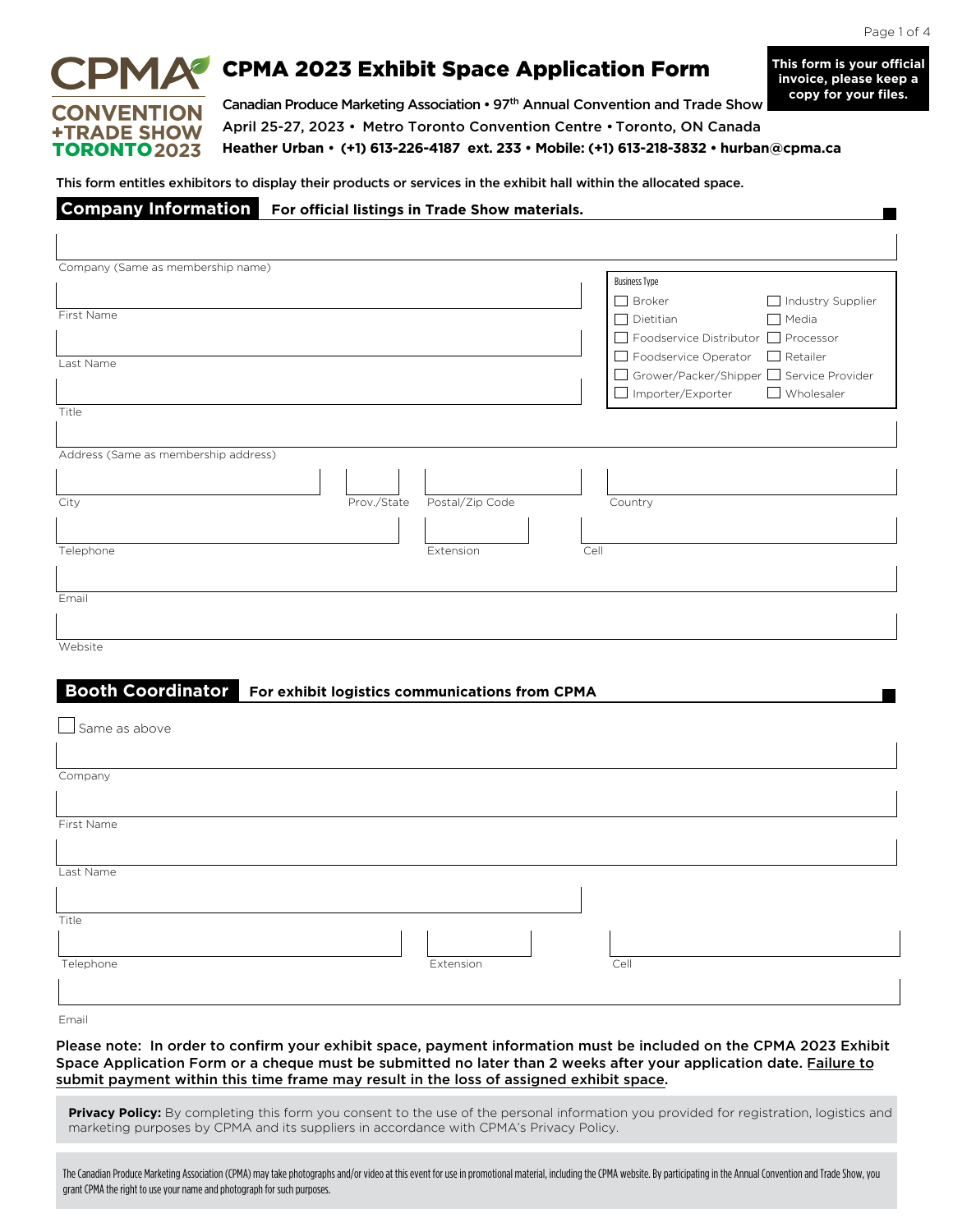# CPMA 2023 Exhibit Space Application Form

**This form is your official invoice, please keep a copy for your files.**

CPMA CONVENTION +TRADE SHOW TORONTO 2023

Canadian Produce Marketing Association • 97th Annual Convention and Trade Show
April 25-27, 2023 • Metro Toronto Convention Centre • Toronto, ON Canada
**Heather Urban • (+1) 613-226-4187 ext. 233 • Mobile: (+1) 613-218-3832 • hurban@cpma.ca**

This form entitles exhibitors to display their products or services in the exhibit hall within the allocated space.

## Company Information — For official listings in Trade Show materials.

Company (Same as membership name)

First Name

Last Name

Title

**Business Type**

- ☐ Broker
- ☐ Dietitian
- ☐ Foodservice Distributor
- ☐ Foodservice Operator
- ☐ Grower/Packer/Shipper
- ☐ Importer/Exporter
- ☐ Industry Supplier
- ☐ Media
- ☐ Processor
- ☐ Retailer
- ☐ Service Provider
- ☐ Wholesaler

Address (Same as membership address)

City | Prov./State | Postal/Zip Code | Country

Telephone | Extension | Cell

Email

Website

## Booth Coordinator — For exhibit logistics communications from CPMA

☐ Same as above

Company

First Name

Last Name

Title

Telephone | Extension | Cell

Email

Please note: In order to confirm your exhibit space, payment information must be included on the CPMA 2023 Exhibit Space Application Form or a cheque must be submitted no later than 2 weeks after your application date. Failure to submit payment within this time frame may result in the loss of assigned exhibit space.

**Privacy Policy:** By completing this form you consent to the use of the personal information you provided for registration, logistics and marketing purposes by CPMA and its suppliers in accordance with CPMA's Privacy Policy.

The Canadian Produce Marketing Association (CPMA) may take photographs and/or video at this event for use in promotional material, including the CPMA website. By participating in the Annual Convention and Trade Show, you grant CPMA the right to use your name and photograph for such purposes.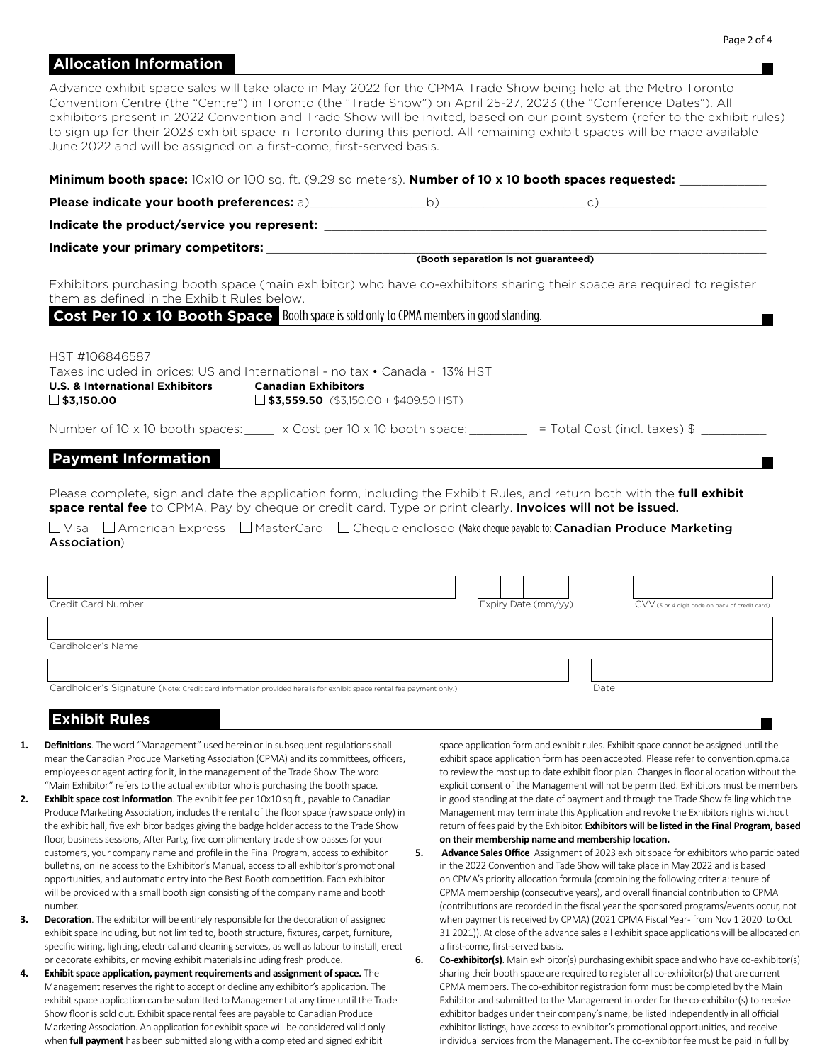## Allocation Information

Advance exhibit space sales will take place in May 2022 for the CPMA Trade Show being held at the Metro Toronto Convention Centre (the "Centre") in Toronto (the "Trade Show") on April 25-27, 2023 (the "Conference Dates"). All exhibitors present in 2022 Convention and Trade Show will be invited, based on our point system (refer to the exhibit rules) to sign up for their 2023 exhibit space in Toronto during this period. All remaining exhibit spaces will be made available June 2022 and will be assigned on a first-come, first-served basis.

**Minimum booth space:** 10x10 or 100 sq. ft. (9.29 sq meters). **Number of 10 x 10 booth spaces requested:** ____________

**Please indicate your booth preferences:** a)________________ b)____________________ c)________________________

**Indicate the product/service you represent:** ____________________________________________________________

**Indicate your primary competitors:** ____________________________________________________________

**(Booth separation is not guaranteed)**

Exhibitors purchasing booth space (main exhibitor) who have co-exhibitors sharing their space are required to register them as defined in the Exhibit Rules below.

## Cost Per 10 x 10 Booth Space

Booth space is sold only to CPMA members in good standing.

HST #106846587

Taxes included in prices: US and International - no tax • Canada - 13% HST

| **U.S. & International Exhibitors** | **Canadian Exhibitors** |
|---|---|
| ☐ **$3,150.00** | ☐ **$3,559.50** ($3,150.00 + $409.50 HST) |

Number of 10 x 10 booth spaces: ____ x Cost per 10 x 10 booth space: ________ = Total Cost (incl. taxes) $ _________

## Payment Information

Please complete, sign and date the application form, including the Exhibit Rules, and return both with the **full exhibit space rental fee** to CPMA. Pay by cheque or credit card. Type or print clearly. **Invoices will not be issued.**

☐ Visa ☐ American Express ☐ MasterCard ☐ Cheque enclosed (Make cheque payable to: Canadian Produce Marketing Association)

Credit Card Number ____________________ Expiry Date (mm/yy) ________ CVV (3 or 4 digit code on back of credit card) ________

Cardholder's Name ____________________________________________

Cardholder's Signature (Note: Credit card information provided here is for exhibit space rental fee payment only.) ____________________ Date ________

## Exhibit Rules

1. **Definitions**. The word "Management" used herein or in subsequent regulations shall mean the Canadian Produce Marketing Association (CPMA) and its committees, officers, employees or agent acting for it, in the management of the Trade Show. The word "Main Exhibitor" refers to the actual exhibitor who is purchasing the booth space.

2. **Exhibit space cost information**. The exhibit fee per 10x10 sq ft., payable to Canadian Produce Marketing Association, includes the rental of the floor space (raw space only) in the exhibit hall, five exhibitor badges giving the badge holder access to the Trade Show floor, business sessions, After Party, five complimentary trade show passes for your customers, your company name and profile in the Final Program, access to exhibitor bulletins, online access to the Exhibitor's Manual, access to all exhibitor's promotional opportunities, and automatic entry into the Best Booth competition. Each exhibitor will be provided with a small booth sign consisting of the company name and booth number.

3. **Decoration**. The exhibitor will be entirely responsible for the decoration of assigned exhibit space including, but not limited to, booth structure, fixtures, carpet, furniture, specific wiring, lighting, electrical and cleaning services, as well as labour to install, erect or decorate exhibits, or moving exhibit materials including fresh produce.

4. **Exhibit space application, payment requirements and assignment of space.** The Management reserves the right to accept or decline any exhibitor's application. The exhibit space application can be submitted to Management at any time until the Trade Show floor is sold out. Exhibit space rental fees are payable to Canadian Produce Marketing Association. An application for exhibit space will be considered valid only when **full payment** has been submitted along with a completed and signed exhibit space application form and exhibit rules. Exhibit space cannot be assigned until the exhibit space application form has been accepted. Please refer to convention.cpma.ca to review the most up to date exhibit floor plan. Changes in floor allocation without the explicit consent of the Management will not be permitted. Exhibitors must be members in good standing at the date of payment and through the Trade Show failing which the Management may terminate this Application and revoke the Exhibitors rights without return of fees paid by the Exhibitor. **Exhibitors will be listed in the Final Program, based on their membership name and membership location.**

5. **Advance Sales Office** Assignment of 2023 exhibit space for exhibitors who participated in the 2022 Convention and Tade Show will take place in May 2022 and is based on CPMA's priority allocation formula (combining the following criteria: tenure of CPMA membership (consecutive years), and overall financial contribution to CPMA (contributions are recorded in the fiscal year the sponsored programs/events occur, not when payment is received by CPMA) (2021 CPMA Fiscal Year- from Nov 1 2020 to Oct 31 2021)). At close of the advance sales all exhibit space applications will be allocated on a first-come, first-served basis.

6. **Co-exhibitor(s)**. Main exhibitor(s) purchasing exhibit space and who have co-exhibitor(s) sharing their booth space are required to register all co-exhibitor(s) that are current CPMA members. The co-exhibitor registration form must be completed by the Main Exhibitor and submitted to the Management in order for the co-exhibitor(s) to receive exhibitor badges under their company's name, be listed independently in all official exhibitor listings, have access to exhibitor's promotional opportunities, and receive individual services from the Management. The co-exhibitor fee must be paid in full by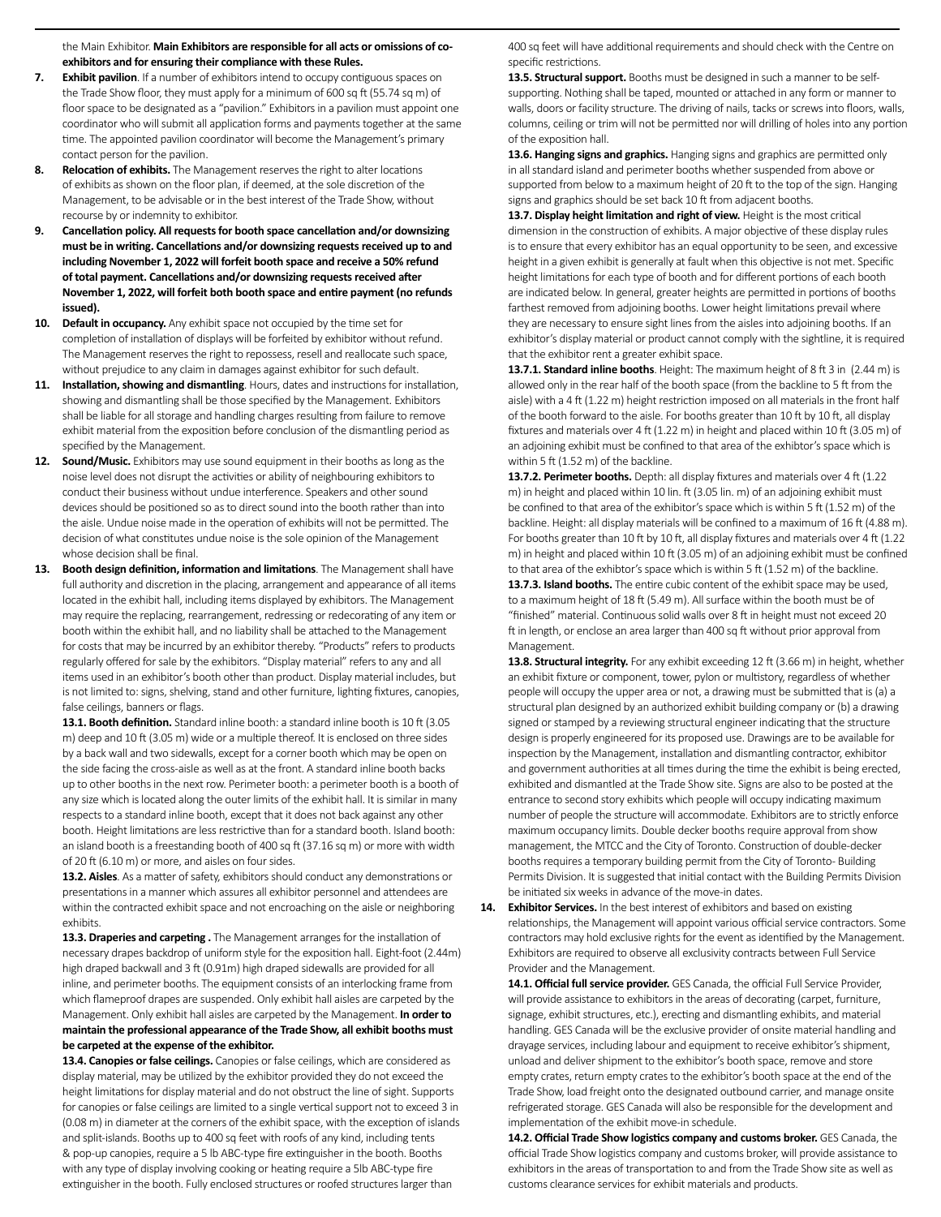the Main Exhibitor. **Main Exhibitors are responsible for all acts or omissions of co-exhibitors and for ensuring their compliance with these Rules.**

7. **Exhibit pavilion**. If a number of exhibitors intend to occupy contiguous spaces on the Trade Show floor, they must apply for a minimum of 600 sq ft (55.74 sq m) of floor space to be designated as a "pavilion." Exhibitors in a pavilion must appoint one coordinator who will submit all application forms and payments together at the same time. The appointed pavilion coordinator will become the Management's primary contact person for the pavilion.
8. **Relocation of exhibits.** The Management reserves the right to alter locations of exhibits as shown on the floor plan, if deemed, at the sole discretion of the Management, to be advisable or in the best interest of the Trade Show, without recourse by or indemnity to exhibitor.
9. **Cancellation policy. All requests for booth space cancellation and/or downsizing must be in writing. Cancellations and/or downsizing requests received up to and including November 1, 2022 will forfeit booth space and receive a 50% refund of total payment. Cancellations and/or downsizing requests received after November 1, 2022, will forfeit both booth space and entire payment (no refunds issued).**
10. **Default in occupancy.** Any exhibit space not occupied by the time set for completion of installation of displays will be forfeited by exhibitor without refund. The Management reserves the right to repossess, resell and reallocate such space, without prejudice to any claim in damages against exhibitor for such default.
11. **Installation, showing and dismantling**. Hours, dates and instructions for installation, showing and dismantling shall be those specified by the Management. Exhibitors shall be liable for all storage and handling charges resulting from failure to remove exhibit material from the exposition before conclusion of the dismantling period as specified by the Management.
12. **Sound/Music.** Exhibitors may use sound equipment in their booths as long as the noise level does not disrupt the activities or ability of neighbouring exhibitors to conduct their business without undue interference. Speakers and other sound devices should be positioned so as to direct sound into the booth rather than into the aisle. Undue noise made in the operation of exhibits will not be permitted. The decision of what constitutes undue noise is the sole opinion of the Management whose decision shall be final.
13. **Booth design definition, information and limitations**. The Management shall have full authority and discretion in the placing, arrangement and appearance of all items located in the exhibit hall, including items displayed by exhibitors. The Management may require the replacing, rearrangement, redressing or redecorating of any item or booth within the exhibit hall, and no liability shall be attached to the Management for costs that may be incurred by an exhibitor thereby. "Products" refers to products regularly offered for sale by the exhibitors. "Display material" refers to any and all items used in an exhibitor's booth other than product. Display material includes, but is not limited to: signs, shelving, stand and other furniture, lighting fixtures, canopies, false ceilings, banners or flags.

    **13.1. Booth definition.** Standard inline booth: a standard inline booth is 10 ft (3.05 m) deep and 10 ft (3.05 m) wide or a multiple thereof. It is enclosed on three sides by a back wall and two sidewalls, except for a corner booth which may be open on the side facing the cross-aisle as well as at the front. A standard inline booth backs up to other booths in the next row. Perimeter booth: a perimeter booth is a booth of any size which is located along the outer limits of the exhibit hall. It is similar in many respects to a standard inline booth, except that it does not back against any other booth. Height limitations are less restrictive than for a standard booth. Island booth: an island booth is a freestanding booth of 400 sq ft (37.16 sq m) or more with width of 20 ft (6.10 m) or more, and aisles on four sides.

    **13.2. Aisles**. As a matter of safety, exhibitors should conduct any demonstrations or presentations in a manner which assures all exhibitor personnel and attendees are within the contracted exhibit space and not encroaching on the aisle or neighboring exhibits.

    **13.3. Draperies and carpeting .** The Management arranges for the installation of necessary drapes backdrop of uniform style for the exposition hall. Eight-foot (2.44m) high draped backwall and 3 ft (0.91m) high draped sidewalls are provided for all inline, and perimeter booths. The equipment consists of an interlocking frame from which flameproof drapes are suspended. Only exhibit hall aisles are carpeted by the Management. Only exhibit hall aisles are carpeted by the Management. **In order to maintain the professional appearance of the Trade Show, all exhibit booths must be carpeted at the expense of the exhibitor.**

    **13.4. Canopies or false ceilings.** Canopies or false ceilings, which are considered as display material, may be utilized by the exhibitor provided they do not exceed the height limitations for display material and do not obstruct the line of sight. Supports for canopies or false ceilings are limited to a single vertical support not to exceed 3 in (0.08 m) in diameter at the corners of the exhibit space, with the exception of islands and split-islands. Booths up to 400 sq feet with roofs of any kind, including tents & pop-up canopies, require a 5 lb ABC-type fire extinguisher in the booth. Booths with any type of display involving cooking or heating require a 5lb ABC-type fire extinguisher in the booth. Fully enclosed structures or roofed structures larger than 400 sq feet will have additional requirements and should check with the Centre on specific restrictions.

    **13.5. Structural support.** Booths must be designed in such a manner to be self-supporting. Nothing shall be taped, mounted or attached in any form or manner to walls, doors or facility structure. The driving of nails, tacks or screws into floors, walls, columns, ceiling or trim will not be permitted nor will drilling of holes into any portion of the exposition hall.

    **13.6. Hanging signs and graphics.** Hanging signs and graphics are permitted only in all standard island and perimeter booths whether suspended from above or supported from below to a maximum height of 20 ft to the top of the sign. Hanging signs and graphics should be set back 10 ft from adjacent booths.

    **13.7. Display height limitation and right of view.** Height is the most critical dimension in the construction of exhibits. A major objective of these display rules is to ensure that every exhibitor has an equal opportunity to be seen, and excessive height in a given exhibit is generally at fault when this objective is not met. Specific height limitations for each type of booth and for different portions of each booth are indicated below. In general, greater heights are permitted in portions of booths farthest removed from adjoining booths. Lower height limitations prevail where they are necessary to ensure sight lines from the aisles into adjoining booths. If an exhibitor's display material or product cannot comply with the sightline, it is required that the exhibitor rent a greater exhibit space.

    **13.7.1. Standard inline booths**. Height: The maximum height of 8 ft 3 in (2.44 m) is allowed only in the rear half of the booth space (from the backline to 5 ft from the aisle) with a 4 ft (1.22 m) height restriction imposed on all materials in the front half of the booth forward to the aisle. For booths greater than 10 ft by 10 ft, all display fixtures and materials over 4 ft (1.22 m) in height and placed within 10 ft (3.05 m) of an adjoining exhibit must be confined to that area of the exhibtor's space which is within 5 ft (1.52 m) of the backline.

    **13.7.2. Perimeter booths.** Depth: all display fixtures and materials over 4 ft (1.22 m) in height and placed within 10 lin. ft (3.05 lin. m) of an adjoining exhibit must be confined to that area of the exhibitor's space which is within 5 ft (1.52 m) of the backline. Height: all display materials will be confined to a maximum of 16 ft (4.88 m). For booths greater than 10 ft by 10 ft, all display fixtures and materials over 4 ft (1.22 m) in height and placed within 10 ft (3.05 m) of an adjoining exhibit must be confined to that area of the exhibtor's space which is within 5 ft (1.52 m) of the backline.

    **13.7.3. Island booths.** The entire cubic content of the exhibit space may be used, to a maximum height of 18 ft (5.49 m). All surface within the booth must be of "finished" material. Continuous solid walls over 8 ft in height must not exceed 20 ft in length, or enclose an area larger than 400 sq ft without prior approval from Management.

    **13.8. Structural integrity.** For any exhibit exceeding 12 ft (3.66 m) in height, whether an exhibit fixture or component, tower, pylon or multistory, regardless of whether people will occupy the upper area or not, a drawing must be submitted that is (a) a structural plan designed by an authorized exhibit building company or (b) a drawing signed or stamped by a reviewing structural engineer indicating that the structure design is properly engineered for its proposed use. Drawings are to be available for inspection by the Management, installation and dismantling contractor, exhibitor and government authorities at all times during the time the exhibit is being erected, exhibited and dismantled at the Trade Show site. Signs are also to be posted at the entrance to second story exhibits which people will occupy indicating maximum number of people the structure will accommodate. Exhibitors are to strictly enforce maximum occupancy limits. Double decker booths require approval from show management, the MTCC and the City of Toronto. Construction of double-decker booths requires a temporary building permit from the City of Toronto- Building Permits Division. It is suggested that initial contact with the Building Permits Division be initiated six weeks in advance of the move-in dates.
14. **Exhibitor Services.** In the best interest of exhibitors and based on existing relationships, the Management will appoint various official service contractors. Some contractors may hold exclusive rights for the event as identified by the Management. Exhibitors are required to observe all exclusivity contracts between Full Service Provider and the Management.

    **14.1. Official full service provider.** GES Canada, the official Full Service Provider, will provide assistance to exhibitors in the areas of decorating (carpet, furniture, signage, exhibit structures, etc.), erecting and dismantling exhibits, and material handling. GES Canada will be the exclusive provider of onsite material handling and drayage services, including labour and equipment to receive exhibitor's shipment, unload and deliver shipment to the exhibitor's booth space, remove and store empty crates, return empty crates to the exhibitor's booth space at the end of the Trade Show, load freight onto the designated outbound carrier, and manage onsite refrigerated storage. GES Canada will also be responsible for the development and implementation of the exhibit move-in schedule.

    **14.2. Official Trade Show logistics company and customs broker.** GES Canada, the official Trade Show logistics company and customs broker, will provide assistance to exhibitors in the areas of transportation to and from the Trade Show site as well as customs clearance services for exhibit materials and products.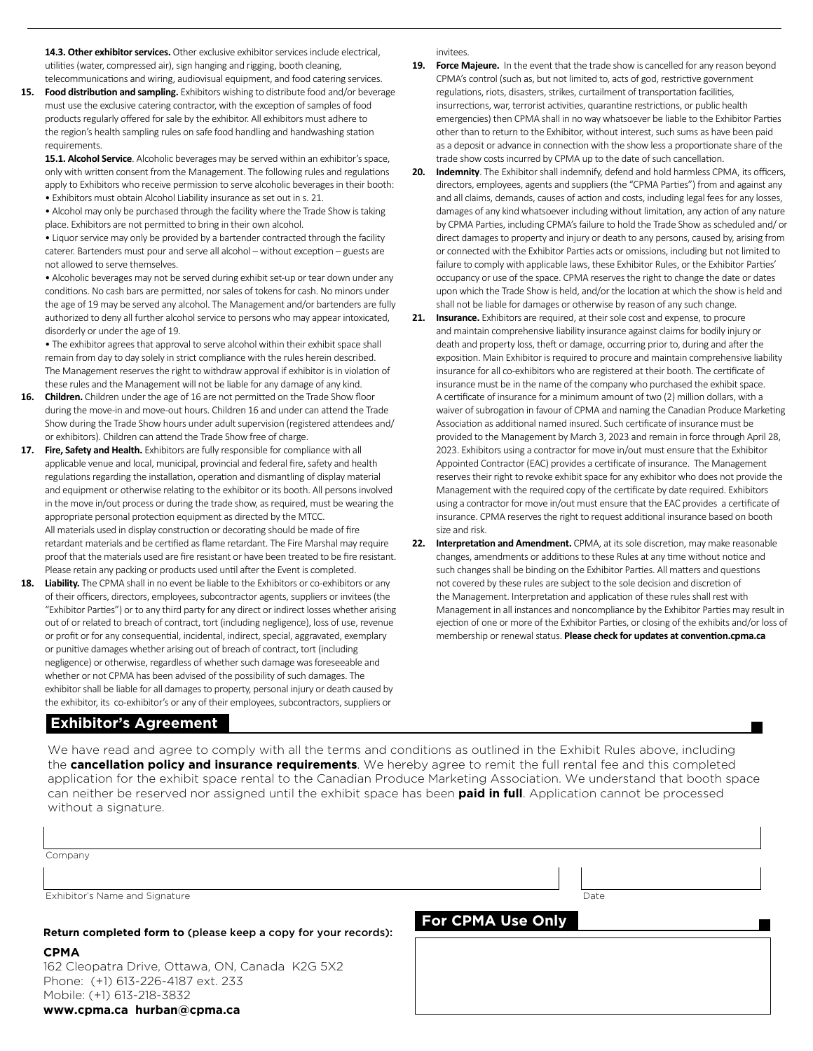**14.3. Other exhibitor services.** Other exclusive exhibitor services include electrical, utilities (water, compressed air), sign hanging and rigging, booth cleaning, telecommunications and wiring, audiovisual equipment, and food catering services.

**15. Food distribution and sampling.** Exhibitors wishing to distribute food and/or beverage must use the exclusive catering contractor, with the exception of samples of food products regularly offered for sale by the exhibitor. All exhibitors must adhere to the region's health sampling rules on safe food handling and handwashing station requirements.

**15.1. Alcohol Service**. Alcoholic beverages may be served within an exhibitor's space, only with written consent from the Management. The following rules and regulations apply to Exhibitors who receive permission to serve alcoholic beverages in their booth:

- Exhibitors must obtain Alcohol Liability insurance as set out in s. 21.
- Alcohol may only be purchased through the facility where the Trade Show is taking place. Exhibitors are not permitted to bring in their own alcohol.
- Liquor service may only be provided by a bartender contracted through the facility caterer. Bartenders must pour and serve all alcohol – without exception – guests are not allowed to serve themselves.
- Alcoholic beverages may not be served during exhibit set-up or tear down under any conditions. No cash bars are permitted, nor sales of tokens for cash. No minors under the age of 19 may be served any alcohol. The Management and/or bartenders are fully authorized to deny all further alcohol service to persons who may appear intoxicated, disorderly or under the age of 19.
- The exhibitor agrees that approval to serve alcohol within their exhibit space shall remain from day to day solely in strict compliance with the rules herein described. The Management reserves the right to withdraw approval if exhibitor is in violation of these rules and the Management will not be liable for any damage of any kind.

**16. Children.** Children under the age of 16 are not permitted on the Trade Show floor during the move-in and move-out hours. Children 16 and under can attend the Trade Show during the Trade Show hours under adult supervision (registered attendees and/or exhibitors). Children can attend the Trade Show free of charge.

**17. Fire, Safety and Health.** Exhibitors are fully responsible for compliance with all applicable venue and local, municipal, provincial and federal fire, safety and health regulations regarding the installation, operation and dismantling of display material and equipment or otherwise relating to the exhibitor or its booth. All persons involved in the move in/out process or during the trade show, as required, must be wearing the appropriate personal protection equipment as directed by the MTCC.
All materials used in display construction or decorating should be made of fire retardant materials and be certified as flame retardant. The Fire Marshal may require proof that the materials used are fire resistant or have been treated to be fire resistant. Please retain any packing or products used until after the Event is completed.

**18. Liability.** The CPMA shall in no event be liable to the Exhibitors or co-exhibitors or any of their officers, directors, employees, subcontractor agents, suppliers or invitees (the "Exhibitor Parties") or to any third party for any direct or indirect losses whether arising out of or related to breach of contract, tort (including negligence), loss of use, revenue or profit or for any consequential, incidental, indirect, special, aggravated, exemplary or punitive damages whether arising out of breach of contract, tort (including negligence) or otherwise, regardless of whether such damage was foreseeable and whether or not CPMA has been advised of the possibility of such damages. The exhibitor shall be liable for all damages to property, personal injury or death caused by the exhibitor, its co-exhibitor's or any of their employees, subcontractors, suppliers or invitees.

**19. Force Majeure.** In the event that the trade show is cancelled for any reason beyond CPMA's control (such as, but not limited to, acts of god, restrictive government regulations, riots, disasters, strikes, curtailment of transportation facilities, insurrections, war, terrorist activities, quarantine restrictions, or public health emergencies) then CPMA shall in no way whatsoever be liable to the Exhibitor Parties other than to return to the Exhibitor, without interest, such sums as have been paid as a deposit or advance in connection with the show less a proportionate share of the trade show costs incurred by CPMA up to the date of such cancellation.

**20. Indemnity**. The Exhibitor shall indemnify, defend and hold harmless CPMA, its officers, directors, employees, agents and suppliers (the "CPMA Parties") from and against any and all claims, demands, causes of action and costs, including legal fees for any losses, damages of any kind whatsoever including without limitation, any action of any nature by CPMA Parties, including CPMA's failure to hold the Trade Show as scheduled and/ or direct damages to property and injury or death to any persons, caused by, arising from or connected with the Exhibitor Parties acts or omissions, including but not limited to failure to comply with applicable laws, these Exhibitor Rules, or the Exhibitor Parties' occupancy or use of the space. CPMA reserves the right to change the date or dates upon which the Trade Show is held, and/or the location at which the show is held and shall not be liable for damages or otherwise by reason of any such change.

**21. Insurance.** Exhibitors are required, at their sole cost and expense, to procure and maintain comprehensive liability insurance against claims for bodily injury or death and property loss, theft or damage, occurring prior to, during and after the exposition. Main Exhibitor is required to procure and maintain comprehensive liability insurance for all co-exhibitors who are registered at their booth. The certificate of insurance must be in the name of the company who purchased the exhibit space. A certificate of insurance for a minimum amount of two (2) million dollars, with a waiver of subrogation in favour of CPMA and naming the Canadian Produce Marketing Association as additional named insured. Such certificate of insurance must be provided to the Management by March 3, 2023 and remain in force through April 28, 2023. Exhibitors using a contractor for move in/out must ensure that the Exhibitor Appointed Contractor (EAC) provides a certificate of insurance. The Management reserves their right to revoke exhibit space for any exhibitor who does not provide the Management with the required copy of the certificate by date required. Exhibitors using a contractor for move in/out must ensure that the EAC provides a certificate of insurance. CPMA reserves the right to request additional insurance based on booth size and risk.

**22. Interpretation and Amendment.** CPMA, at its sole discretion, may make reasonable changes, amendments or additions to these Rules at any time without notice and such changes shall be binding on the Exhibitor Parties. All matters and questions not covered by these rules are subject to the sole decision and discretion of the Management. Interpretation and application of these rules shall rest with Management in all instances and noncompliance by the Exhibitor Parties may result in ejection of one or more of the Exhibitor Parties, or closing of the exhibits and/or loss of membership or renewal status. **Please check for updates at convention.cpma.ca**

## Exhibitor's Agreement

We have read and agree to comply with all the terms and conditions as outlined in the Exhibit Rules above, including the **cancellation policy and insurance requirements**. We hereby agree to remit the full rental fee and this completed application for the exhibit space rental to the Canadian Produce Marketing Association. We understand that booth space can neither be reserved nor assigned until the exhibit space has been **paid in full**. Application cannot be processed without a signature.

Company

Exhibitor's Name and Signature

Date

**Return completed form to** (please keep a copy for your records):

**CPMA**
162 Cleopatra Drive, Ottawa, ON, Canada K2G 5X2
Phone: (+1) 613-226-4187 ext. 233
Mobile: (+1) 613-218-3832
**www.cpma.ca hurban@cpma.ca**

## For CPMA Use Only